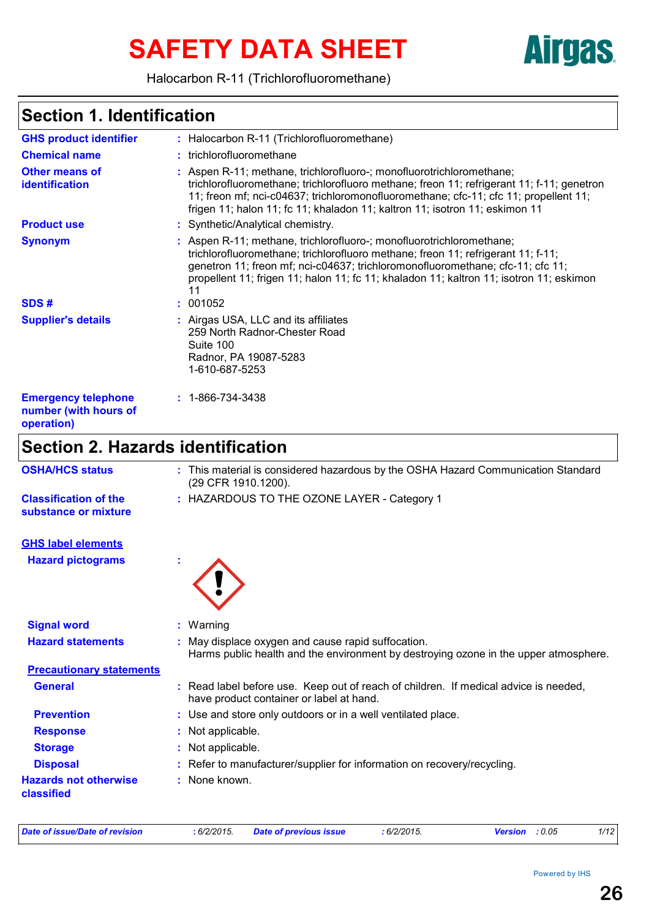# SAFETY DATA SHEET

Halocarbon R-11 (Trichlorofluoromethane)

## Section 1. Identification

**GHS product identifier** : Halocarbon R-11 (Trichlorofluoromethane)

**Chemical name** : trichlorofluoromethane

**Other means of identification** : Aspen R-11; methane, trichlorofluoro-; monofluorotrichloromethane; trichlorofluoromethane; trichlorofluoro methane; freon 11; refrigerant 11; f-11; genetron 11; freon mf; nci-c04637; trichloromonofluoromethane; cfc-11; cfc 11; propellent 11; frigen 11; halon 11; fc 11; khaladon 11; kaltron 11; isotron 11; eskimon 11

**Product use** : Synthetic/Analytical chemistry.

**Synonym** : Aspen R-11; methane, trichlorofluoro-; monofluorotrichloromethane; trichlorofluoromethane; trichlorofluoro methane; freon 11; refrigerant 11; f-11; genetron 11; freon mf; nci-c04637; trichloromonofluoromethane; cfc-11; cfc 11; propellent 11; frigen 11; halon 11; fc 11; khaladon 11; kaltron 11; isotron 11; eskimon 11

**SDS #** : 001052

**Supplier's details** : Airgas USA, LLC and its affiliates
259 North Radnor-Chester Road
Suite 100
Radnor, PA 19087-5283
1-610-687-5253

**Emergency telephone number (with hours of operation)** : 1-866-734-3438

## Section 2. Hazards identification

**OSHA/HCS status** : This material is considered hazardous by the OSHA Hazard Communication Standard (29 CFR 1910.1200).

**Classification of the substance or mixture** : HAZARDOUS TO THE OZONE LAYER - Category 1

### GHS label elements

**Hazard pictograms** :

**Signal word** : Warning

**Hazard statements** : May displace oxygen and cause rapid suffocation.
Harms public health and the environment by destroying ozone in the upper atmosphere.

### Precautionary statements

**General** : Read label before use. Keep out of reach of children. If medical advice is needed, have product container or label at hand.

**Prevention** : Use and store only outdoors or in a well ventilated place.

**Response** : Not applicable.

**Storage** : Not applicable.

**Disposal** : Refer to manufacturer/supplier for information on recovery/recycling.

**Hazards not otherwise classified** : None known.

*Date of issue/Date of revision* : 6/2/2015. *Date of previous issue* : 6/2/2015. *Version* : 0.05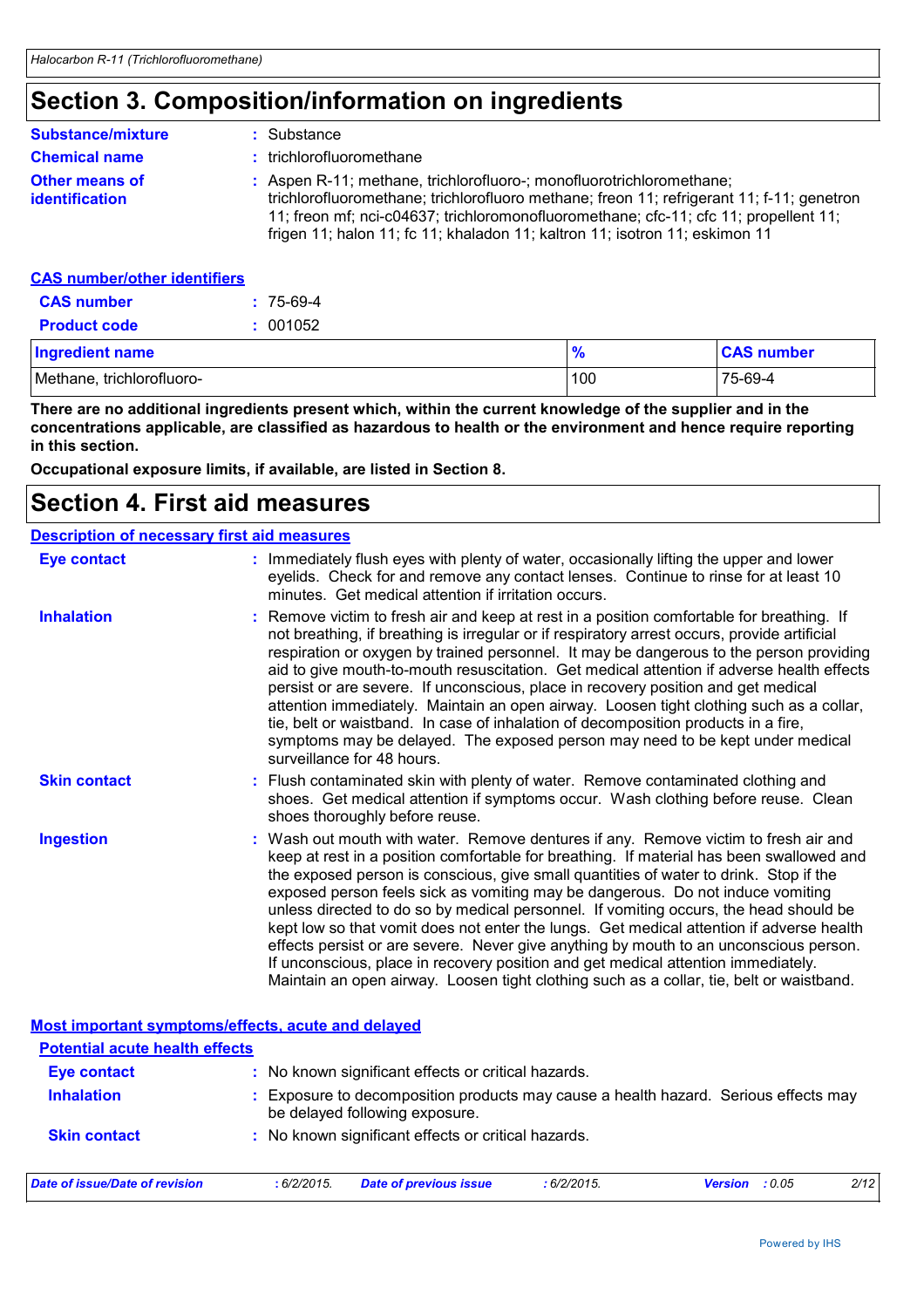# Section 3. Composition/information on ingredients

**Substance/mixture** : Substance

**Chemical name** : trichlorofluoromethane

**Other means of identification** : Aspen R-11; methane, trichlorofluoro-; monofluorotrichloromethane; trichlorofluoromethane; trichlorofluoro methane; freon 11; refrigerant 11; f-11; genetron 11; freon mf; nci-c04637; trichloromonofluoromethane; cfc-11; cfc 11; propellent 11; frigen 11; halon 11; fc 11; khaladon 11; kaltron 11; isotron 11; eskimon 11

**CAS number/other identifiers**

**CAS number** : 75-69-4

**Product code** : 001052

| Ingredient name | % | CAS number |
|---|---|---|
| Methane, trichlorofluoro- | 100 | 75-69-4 |

**There are no additional ingredients present which, within the current knowledge of the supplier and in the concentrations applicable, are classified as hazardous to health or the environment and hence require reporting in this section.**

**Occupational exposure limits, if available, are listed in Section 8.**

# Section 4. First aid measures

**Description of necessary first aid measures**

**Eye contact** : Immediately flush eyes with plenty of water, occasionally lifting the upper and lower eyelids. Check for and remove any contact lenses. Continue to rinse for at least 10 minutes. Get medical attention if irritation occurs.

**Inhalation** : Remove victim to fresh air and keep at rest in a position comfortable for breathing. If not breathing, if breathing is irregular or if respiratory arrest occurs, provide artificial respiration or oxygen by trained personnel. It may be dangerous to the person providing aid to give mouth-to-mouth resuscitation. Get medical attention if adverse health effects persist or are severe. If unconscious, place in recovery position and get medical attention immediately. Maintain an open airway. Loosen tight clothing such as a collar, tie, belt or waistband. In case of inhalation of decomposition products in a fire, symptoms may be delayed. The exposed person may need to be kept under medical surveillance for 48 hours.

**Skin contact** : Flush contaminated skin with plenty of water. Remove contaminated clothing and shoes. Get medical attention if symptoms occur. Wash clothing before reuse. Clean shoes thoroughly before reuse.

**Ingestion** : Wash out mouth with water. Remove dentures if any. Remove victim to fresh air and keep at rest in a position comfortable for breathing. If material has been swallowed and the exposed person is conscious, give small quantities of water to drink. Stop if the exposed person feels sick as vomiting may be dangerous. Do not induce vomiting unless directed to do so by medical personnel. If vomiting occurs, the head should be kept low so that vomit does not enter the lungs. Get medical attention if adverse health effects persist or are severe. Never give anything by mouth to an unconscious person. If unconscious, place in recovery position and get medical attention immediately. Maintain an open airway. Loosen tight clothing such as a collar, tie, belt or waistband.

**Most important symptoms/effects, acute and delayed**

**Potential acute health effects**

**Eye contact** : No known significant effects or critical hazards.

**Inhalation** : Exposure to decomposition products may cause a health hazard. Serious effects may be delayed following exposure.

**Skin contact** : No known significant effects or critical hazards.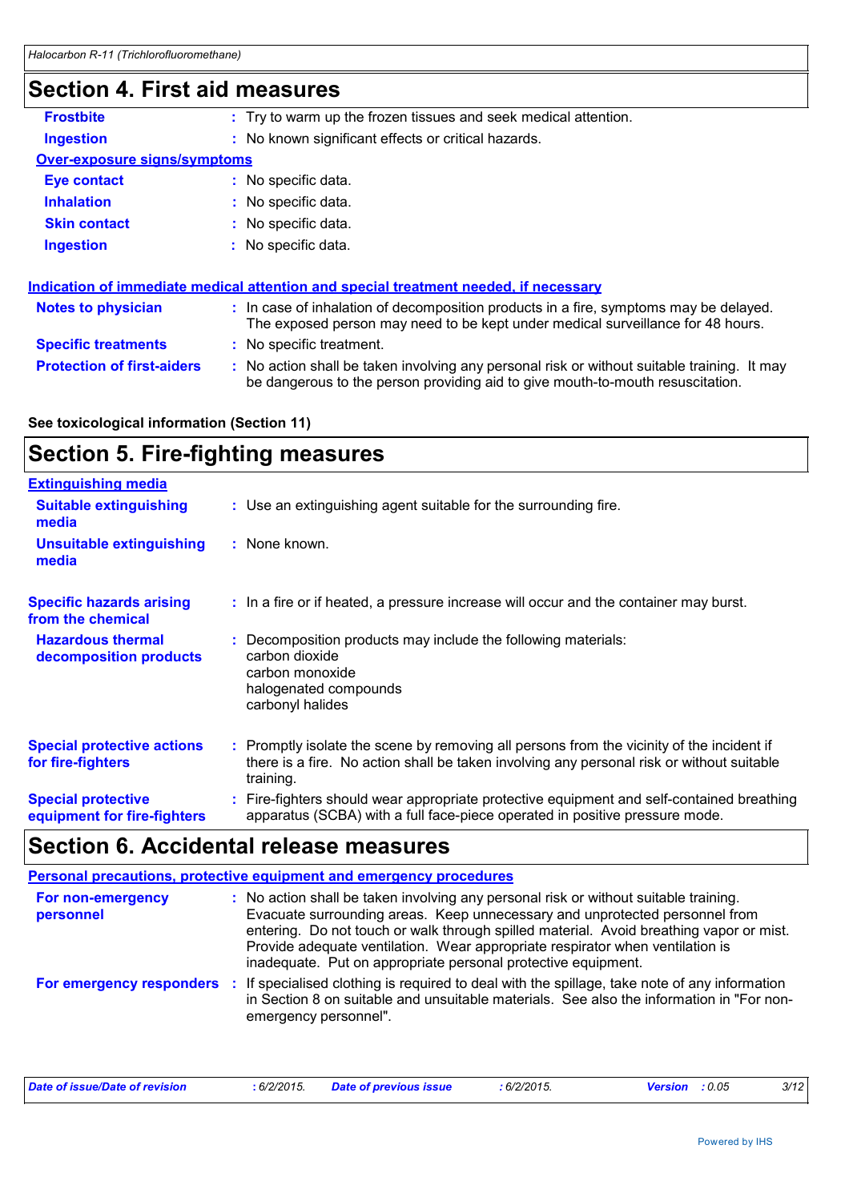## Section 4. First aid measures

**Frostbite** : Try to warm up the frozen tissues and seek medical attention.

**Ingestion** : No known significant effects or critical hazards.

**Over-exposure signs/symptoms**

**Eye contact** : No specific data.

**Inhalation** : No specific data.

**Skin contact** : No specific data.

**Ingestion** : No specific data.

**Indication of immediate medical attention and special treatment needed, if necessary**

**Notes to physician** : In case of inhalation of decomposition products in a fire, symptoms may be delayed. The exposed person may need to be kept under medical surveillance for 48 hours.

**Specific treatments** : No specific treatment.

**Protection of first-aiders** : No action shall be taken involving any personal risk or without suitable training. It may be dangerous to the person providing aid to give mouth-to-mouth resuscitation.

**See toxicological information (Section 11)**

## Section 5. Fire-fighting measures

**Extinguishing media**

**Suitable extinguishing media** : Use an extinguishing agent suitable for the surrounding fire.

**Unsuitable extinguishing media** : None known.

**Specific hazards arising from the chemical** : In a fire or if heated, a pressure increase will occur and the container may burst.

**Hazardous thermal decomposition products** : Decomposition products may include the following materials:
carbon dioxide
carbon monoxide
halogenated compounds
carbonyl halides

**Special protective actions for fire-fighters** : Promptly isolate the scene by removing all persons from the vicinity of the incident if there is a fire. No action shall be taken involving any personal risk or without suitable training.

**Special protective equipment for fire-fighters** : Fire-fighters should wear appropriate protective equipment and self-contained breathing apparatus (SCBA) with a full face-piece operated in positive pressure mode.

## Section 6. Accidental release measures

**Personal precautions, protective equipment and emergency procedures**

**For non-emergency personnel** : No action shall be taken involving any personal risk or without suitable training. Evacuate surrounding areas. Keep unnecessary and unprotected personnel from entering. Do not touch or walk through spilled material. Avoid breathing vapor or mist. Provide adequate ventilation. Wear appropriate respirator when ventilation is inadequate. Put on appropriate personal protective equipment.

**For emergency responders** : If specialised clothing is required to deal with the spillage, take note of any information in Section 8 on suitable and unsuitable materials. See also the information in "For non-emergency personnel".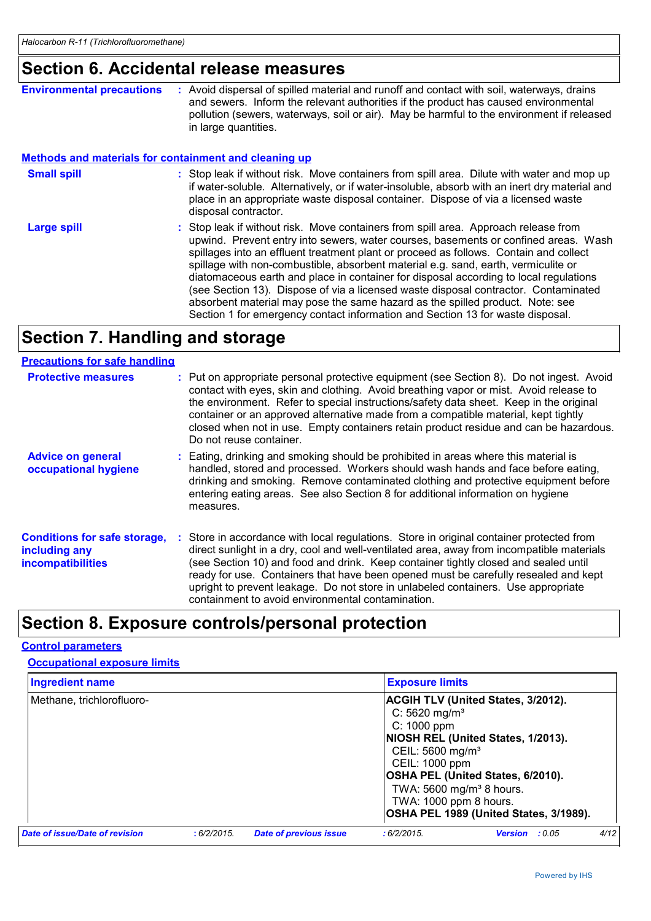# Section 6. Accidental release measures

**Environmental precautions** : Avoid dispersal of spilled material and runoff and contact with soil, waterways, drains and sewers. Inform the relevant authorities if the product has caused environmental pollution (sewers, waterways, soil or air). May be harmful to the environment if released in large quantities.

## Methods and materials for containment and cleaning up

**Small spill** : Stop leak if without risk. Move containers from spill area. Dilute with water and mop up if water-soluble. Alternatively, or if water-insoluble, absorb with an inert dry material and place in an appropriate waste disposal container. Dispose of via a licensed waste disposal contractor.

**Large spill** : Stop leak if without risk. Move containers from spill area. Approach release from upwind. Prevent entry into sewers, water courses, basements or confined areas. Wash spillages into an effluent treatment plant or proceed as follows. Contain and collect spillage with non-combustible, absorbent material e.g. sand, earth, vermiculite or diatomaceous earth and place in container for disposal according to local regulations (see Section 13). Dispose of via a licensed waste disposal contractor. Contaminated absorbent material may pose the same hazard as the spilled product. Note: see Section 1 for emergency contact information and Section 13 for waste disposal.

# Section 7. Handling and storage

## Precautions for safe handling

**Protective measures** : Put on appropriate personal protective equipment (see Section 8). Do not ingest. Avoid contact with eyes, skin and clothing. Avoid breathing vapor or mist. Avoid release to the environment. Refer to special instructions/safety data sheet. Keep in the original container or an approved alternative made from a compatible material, kept tightly closed when not in use. Empty containers retain product residue and can be hazardous. Do not reuse container.

**Advice on general occupational hygiene** : Eating, drinking and smoking should be prohibited in areas where this material is handled, stored and processed. Workers should wash hands and face before eating, drinking and smoking. Remove contaminated clothing and protective equipment before entering eating areas. See also Section 8 for additional information on hygiene measures.

**Conditions for safe storage, including any incompatibilities** : Store in accordance with local regulations. Store in original container protected from direct sunlight in a dry, cool and well-ventilated area, away from incompatible materials (see Section 10) and food and drink. Keep container tightly closed and sealed until ready for use. Containers that have been opened must be carefully resealed and kept upright to prevent leakage. Do not store in unlabeled containers. Use appropriate containment to avoid environmental contamination.

# Section 8. Exposure controls/personal protection

## Control parameters

### Occupational exposure limits

| Ingredient name | Exposure limits |
| --- | --- |
| Methane, trichlorofluoro- | **ACGIH TLV (United States, 3/2012).**<br>C: 5620 mg/m³<br>C: 1000 ppm<br>**NIOSH REL (United States, 1/2013).**<br>CEIL: 5600 mg/m³<br>CEIL: 1000 ppm<br>**OSHA PEL (United States, 6/2010).**<br>TWA: 5600 mg/m³ 8 hours.<br>TWA: 1000 ppm 8 hours.<br>**OSHA PEL 1989 (United States, 3/1989).** |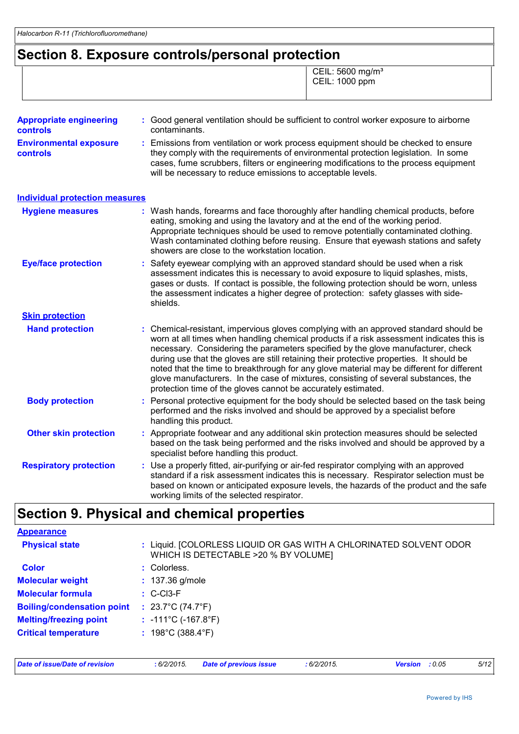# Section 8. Exposure controls/personal protection

| | |
|---|---|
| | CEIL: 5600 mg/m³<br>CEIL: 1000 ppm |

**Appropriate engineering controls** : Good general ventilation should be sufficient to control worker exposure to airborne contaminants.

**Environmental exposure controls** : Emissions from ventilation or work process equipment should be checked to ensure they comply with the requirements of environmental protection legislation. In some cases, fume scrubbers, filters or engineering modifications to the process equipment will be necessary to reduce emissions to acceptable levels.

## Individual protection measures

**Hygiene measures** : Wash hands, forearms and face thoroughly after handling chemical products, before eating, smoking and using the lavatory and at the end of the working period. Appropriate techniques should be used to remove potentially contaminated clothing. Wash contaminated clothing before reusing. Ensure that eyewash stations and safety showers are close to the workstation location.

**Eye/face protection** : Safety eyewear complying with an approved standard should be used when a risk assessment indicates this is necessary to avoid exposure to liquid splashes, mists, gases or dusts. If contact is possible, the following protection should be worn, unless the assessment indicates a higher degree of protection: safety glasses with side-shields.

### Skin protection

**Hand protection** : Chemical-resistant, impervious gloves complying with an approved standard should be worn at all times when handling chemical products if a risk assessment indicates this is necessary. Considering the parameters specified by the glove manufacturer, check during use that the gloves are still retaining their protective properties. It should be noted that the time to breakthrough for any glove material may be different for different glove manufacturers. In the case of mixtures, consisting of several substances, the protection time of the gloves cannot be accurately estimated.

**Body protection** : Personal protective equipment for the body should be selected based on the task being performed and the risks involved and should be approved by a specialist before handling this product.

**Other skin protection** : Appropriate footwear and any additional skin protection measures should be selected based on the task being performed and the risks involved and should be approved by a specialist before handling this product.

**Respiratory protection** : Use a properly fitted, air-purifying or air-fed respirator complying with an approved standard if a risk assessment indicates this is necessary. Respirator selection must be based on known or anticipated exposure levels, the hazards of the product and the safe working limits of the selected respirator.

# Section 9. Physical and chemical properties

## Appearance

**Physical state** : Liquid. [COLORLESS LIQUID OR GAS WITH A CHLORINATED SOLVENT ODOR WHICH IS DETECTABLE >20 % BY VOLUME]

**Color** : Colorless.

**Molecular weight** : 137.36 g/mole

**Molecular formula** : C-Cl3-F

**Boiling/condensation point** : 23.7°C (74.7°F)

**Melting/freezing point** : -111°C (-167.8°F)

**Critical temperature** : 198°C (388.4°F)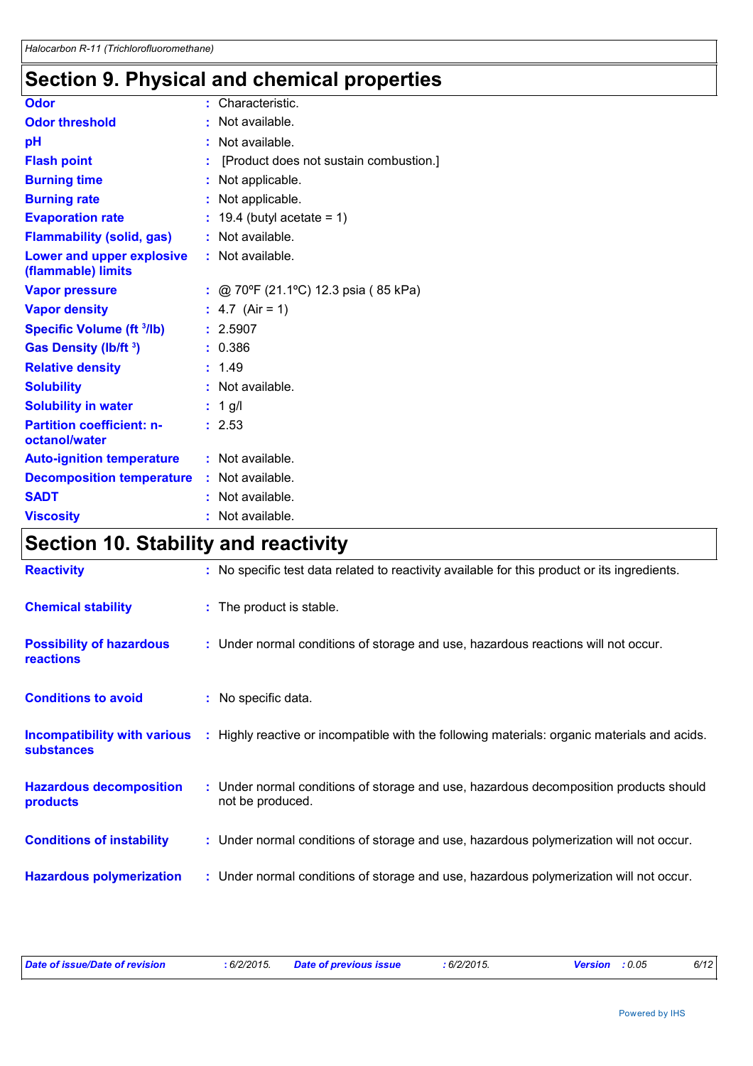# Section 9. Physical and chemical properties

| | |
|---|---|
| **Odor** | : Characteristic. |
| **Odor threshold** | : Not available. |
| **pH** | : Not available. |
| **Flash point** | : [Product does not sustain combustion.] |
| **Burning time** | : Not applicable. |
| **Burning rate** | : Not applicable. |
| **Evaporation rate** | : 19.4 (butyl acetate = 1) |
| **Flammability (solid, gas)** | : Not available. |
| **Lower and upper explosive (flammable) limits** | : Not available. |
| **Vapor pressure** | : @ 70ºF (21.1ºC) 12.3 psia ( 85 kPa) |
| **Vapor density** | : 4.7 (Air = 1) |
| **Specific Volume ($ft^3/lb$)** | : 2.5907 |
| **Gas Density ($lb/ft^3$)** | : 0.386 |
| **Relative density** | : 1.49 |
| **Solubility** | : Not available. |
| **Solubility in water** | : 1 g/l |
| **Partition coefficient: n-octanol/water** | : 2.53 |
| **Auto-ignition temperature** | : Not available. |
| **Decomposition temperature** | : Not available. |
| **SADT** | : Not available. |
| **Viscosity** | : Not available. |

# Section 10. Stability and reactivity

| | |
|---|---|
| **Reactivity** | : No specific test data related to reactivity available for this product or its ingredients. |
| **Chemical stability** | : The product is stable. |
| **Possibility of hazardous reactions** | : Under normal conditions of storage and use, hazardous reactions will not occur. |
| **Conditions to avoid** | : No specific data. |
| **Incompatibility with various substances** | : Highly reactive or incompatible with the following materials: organic materials and acids. |
| **Hazardous decomposition products** | : Under normal conditions of storage and use, hazardous decomposition products should not be produced. |
| **Conditions of instability** | : Under normal conditions of storage and use, hazardous polymerization will not occur. |
| **Hazardous polymerization** | : Under normal conditions of storage and use, hazardous polymerization will not occur. |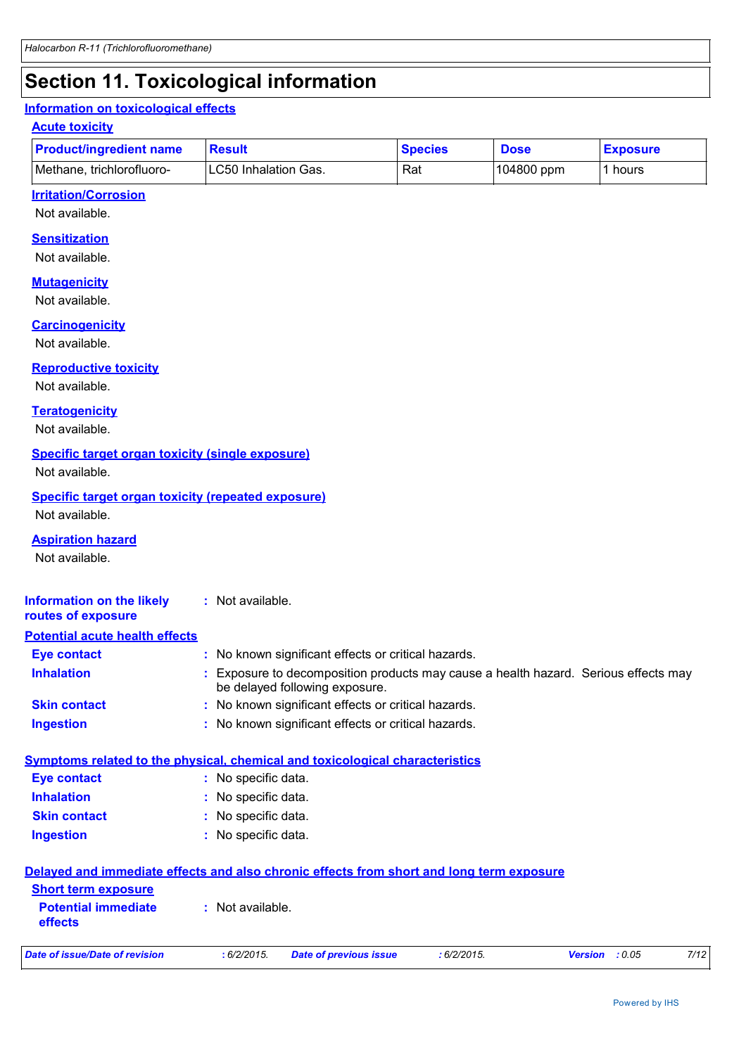# Section 11. Toxicological information

## Information on toxicological effects

### Acute toxicity

| Product/ingredient name | Result | Species | Dose | Exposure |
|---|---|---|---|---|
| Methane, trichlorofluoro- | LC50 Inhalation Gas. | Rat | 104800 ppm | 1 hours |

### Irritation/Corrosion

Not available.

### Sensitization

Not available.

### Mutagenicity

Not available.

### Carcinogenicity

Not available.

### Reproductive toxicity

Not available.

### Teratogenicity

Not available.

### Specific target organ toxicity (single exposure)

Not available.

### Specific target organ toxicity (repeated exposure)

Not available.

### Aspiration hazard

Not available.

**Information on the likely routes of exposure** : Not available.

## Potential acute health effects

**Eye contact** : No known significant effects or critical hazards.

**Inhalation** : Exposure to decomposition products may cause a health hazard. Serious effects may be delayed following exposure.

**Skin contact** : No known significant effects or critical hazards.

**Ingestion** : No known significant effects or critical hazards.

## Symptoms related to the physical, chemical and toxicological characteristics

**Eye contact** : No specific data.

**Inhalation** : No specific data.

**Skin contact** : No specific data.

**Ingestion** : No specific data.

## Delayed and immediate effects and also chronic effects from short and long term exposure

### Short term exposure

**Potential immediate effects** : Not available.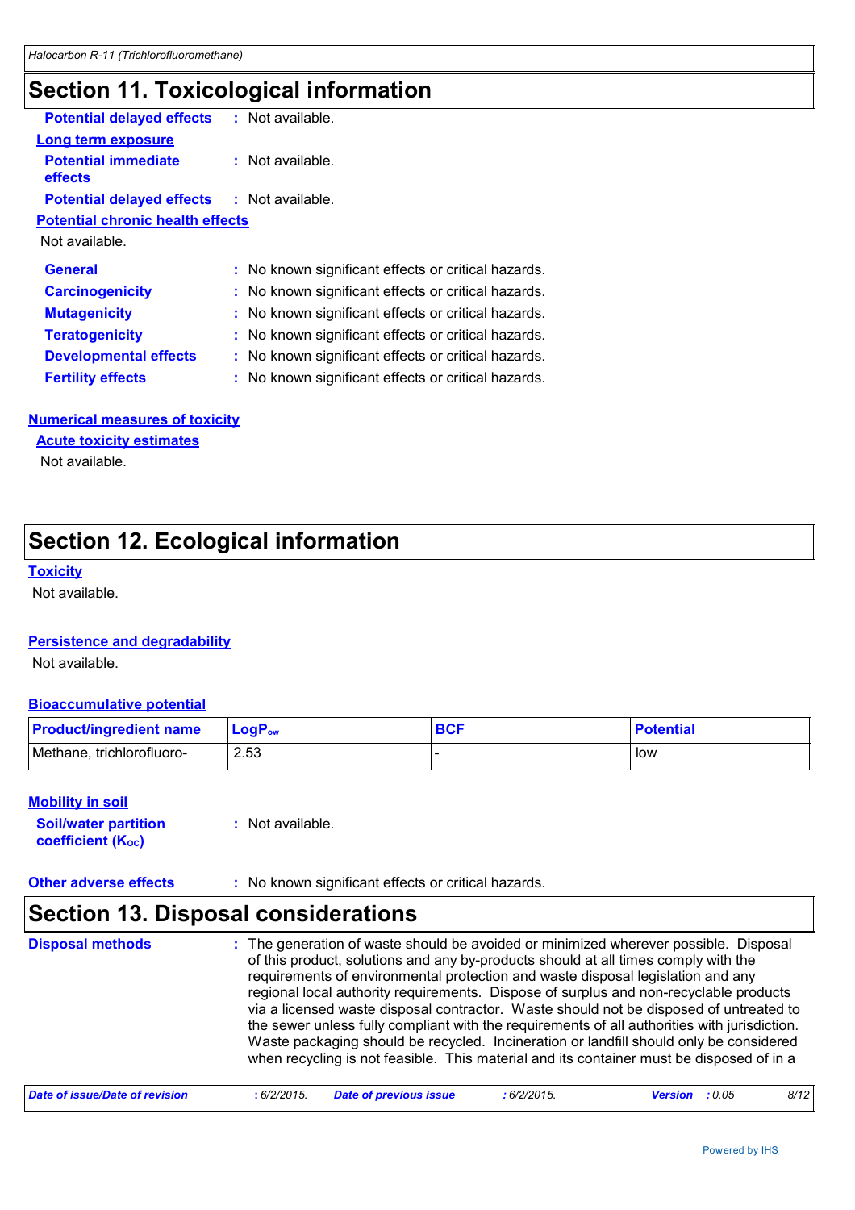# Section 11. Toxicological information

**Potential delayed effects** : Not available.

**Long term exposure**

**Potential immediate effects** : Not available.

**Potential delayed effects** : Not available.

**Potential chronic health effects**

Not available.

**General** : No known significant effects or critical hazards.

**Carcinogenicity** : No known significant effects or critical hazards.

**Mutagenicity** : No known significant effects or critical hazards.

**Teratogenicity** : No known significant effects or critical hazards.

**Developmental effects** : No known significant effects or critical hazards.

**Fertility effects** : No known significant effects or critical hazards.

**Numerical measures of toxicity**

**Acute toxicity estimates**

Not available.

# Section 12. Ecological information

**Toxicity**

Not available.

**Persistence and degradability**

Not available.

**Bioaccumulative potential**

| Product/ingredient name | $LogP_{ow}$ | BCF | Potential |
|---|---|---|---|
| Methane, trichlorofluoro- | 2.53 | - | low |

**Mobility in soil**

**Soil/water partition coefficient ($K_{OC}$)** : Not available.

**Other adverse effects** : No known significant effects or critical hazards.

# Section 13. Disposal considerations

**Disposal methods** : The generation of waste should be avoided or minimized wherever possible. Disposal of this product, solutions and any by-products should at all times comply with the requirements of environmental protection and waste disposal legislation and any regional local authority requirements. Dispose of surplus and non-recyclable products via a licensed waste disposal contractor. Waste should not be disposed of untreated to the sewer unless fully compliant with the requirements of all authorities with jurisdiction. Waste packaging should be recycled. Incineration or landfill should only be considered when recycling is not feasible. This material and its container must be disposed of in a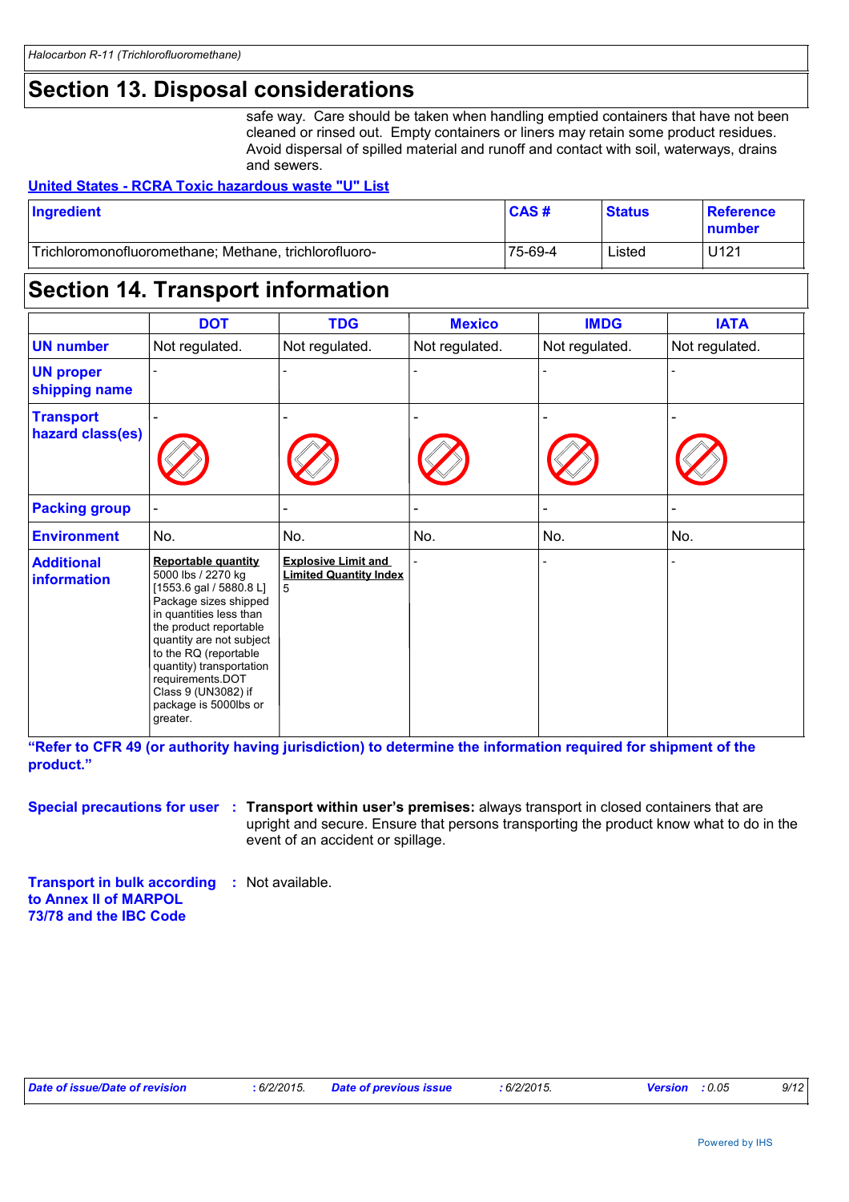## Section 13. Disposal considerations

safe way. Care should be taken when handling emptied containers that have not been cleaned or rinsed out. Empty containers or liners may retain some product residues. Avoid dispersal of spilled material and runoff and contact with soil, waterways, drains and sewers.

**United States - RCRA Toxic hazardous waste "U" List**

| Ingredient | CAS # | Status | Reference number |
|---|---|---|---|
| Trichloromonofluoromethane; Methane, trichlorofluoro- | 75-69-4 | Listed | U121 |

## Section 14. Transport information

| | DOT | TDG | Mexico | IMDG | IATA |
|---|---|---|---|---|---|
| **UN number** | Not regulated. | Not regulated. | Not regulated. | Not regulated. | Not regulated. |
| **UN proper shipping name** | - | - | - | - | - |
| **Transport hazard class(es)** | - | - | - | - | - |
| **Packing group** | - | - | - | - | - |
| **Environment** | No. | No. | No. | No. | No. |
| **Additional information** | **Reportable quantity** 5000 lbs / 2270 kg [1553.6 gal / 5880.8 L] Package sizes shipped in quantities less than the product reportable quantity are not subject to the RQ (reportable quantity) transportation requirements.DOT Class 9 (UN3082) if package is 5000lbs or greater. | **Explosive Limit and Limited Quantity Index** 5 | - | - | - |

**"Refer to CFR 49 (or authority having jurisdiction) to determine the information required for shipment of the product."**

**Special precautions for user** : **Transport within user's premises:** always transport in closed containers that are upright and secure. Ensure that persons transporting the product know what to do in the event of an accident or spillage.

**Transport in bulk according to Annex II of MARPOL 73/78 and the IBC Code** : Not available.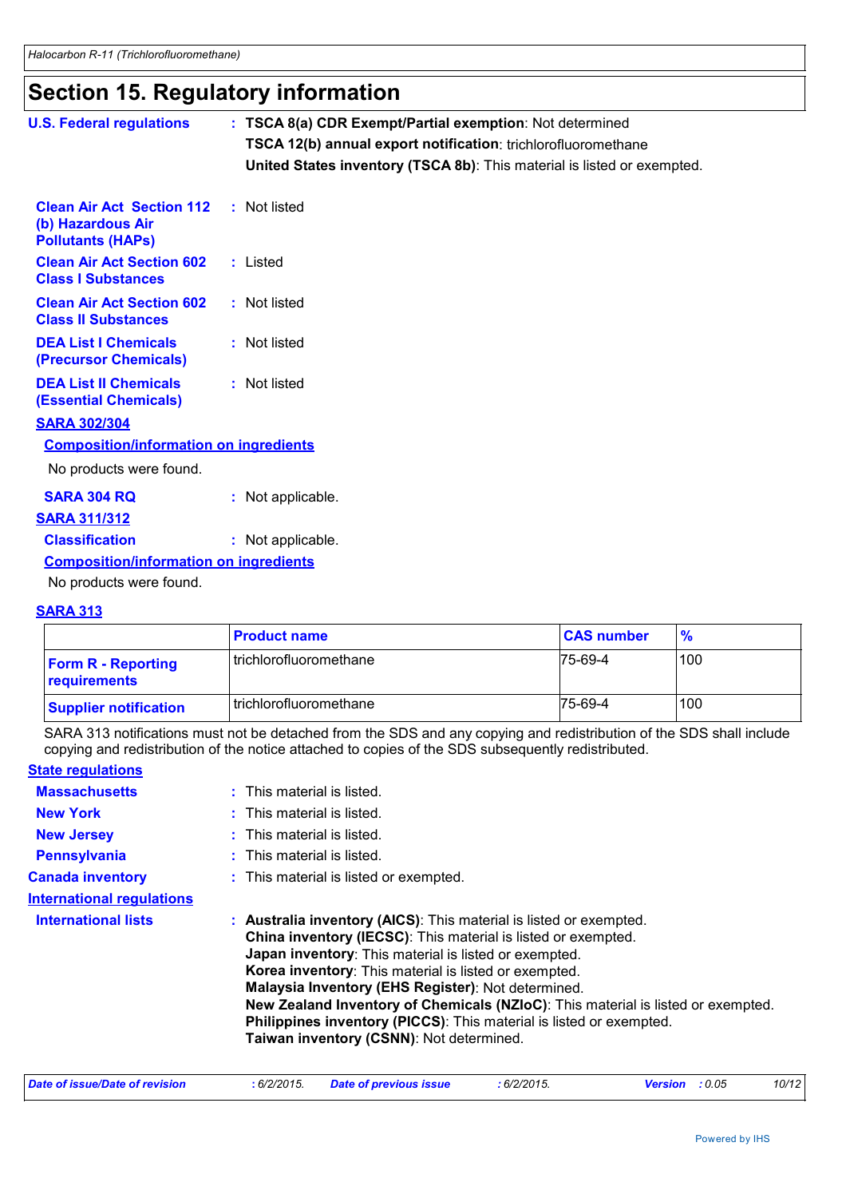# Section 15. Regulatory information

**U.S. Federal regulations** : **TSCA 8(a) CDR Exempt/Partial exemption**: Not determined
**TSCA 12(b) annual export notification**: trichlorofluoromethane
**United States inventory (TSCA 8b)**: This material is listed or exempted.

**Clean Air Act Section 112 (b) Hazardous Air Pollutants (HAPs)** : Not listed

**Clean Air Act Section 602 Class I Substances** : Listed

**Clean Air Act Section 602 Class II Substances** : Not listed

**DEA List I Chemicals (Precursor Chemicals)** : Not listed

**DEA List II Chemicals (Essential Chemicals)** : Not listed

**SARA 302/304**

**Composition/information on ingredients**

No products were found.

**SARA 304 RQ** : Not applicable.

**SARA 311/312**

**Classification** : Not applicable.

**Composition/information on ingredients**

No products were found.

**SARA 313**

| | Product name | CAS number | % |
|---|---|---|---|
| **Form R - Reporting requirements** | trichlorofluoromethane | 75-69-4 | 100 |
| **Supplier notification** | trichlorofluoromethane | 75-69-4 | 100 |

SARA 313 notifications must not be detached from the SDS and any copying and redistribution of the SDS shall include copying and redistribution of the notice attached to copies of the SDS subsequently redistributed.

**State regulations**

**Massachusetts** : This material is listed.

**New York** : This material is listed.

**New Jersey** : This material is listed.

**Pennsylvania** : This material is listed.

**Canada inventory** : This material is listed or exempted.

**International regulations**

**International lists** : **Australia inventory (AICS)**: This material is listed or exempted.
**China inventory (IECSC)**: This material is listed or exempted.
**Japan inventory**: This material is listed or exempted.
**Korea inventory**: This material is listed or exempted.
**Malaysia Inventory (EHS Register)**: Not determined.
**New Zealand Inventory of Chemicals (NZIoC)**: This material is listed or exempted.
**Philippines inventory (PICCS)**: This material is listed or exempted.
**Taiwan inventory (CSNN)**: Not determined.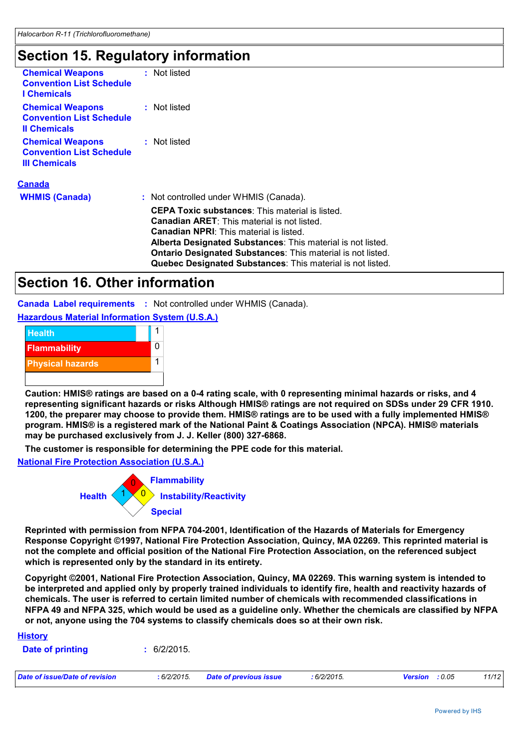## Section 15. Regulatory information

**Chemical Weapons Convention List Schedule I Chemicals** : Not listed

**Chemical Weapons Convention List Schedule II Chemicals** : Not listed

**Chemical Weapons Convention List Schedule III Chemicals** : Not listed

### Canada

**WHMIS (Canada)** : Not controlled under WHMIS (Canada).

**CEPA Toxic substances**: This material is listed.
**Canadian ARET**: This material is not listed.
**Canadian NPRI**: This material is listed.
**Alberta Designated Substances**: This material is not listed.
**Ontario Designated Substances**: This material is not listed.
**Quebec Designated Substances**: This material is not listed.

## Section 16. Other information

**Canada Label requirements** : Not controlled under WHMIS (Canada).

### Hazardous Material Information System (U.S.A.)

| | |
|---|---|
| Health | 1 |
| Flammability | 0 |
| Physical hazards | 1 |

**Caution: HMIS® ratings are based on a 0-4 rating scale, with 0 representing minimal hazards or risks, and 4 representing significant hazards or risks Although HMIS® ratings are not required on SDSs under 29 CFR 1910. 1200, the preparer may choose to provide them. HMIS® ratings are to be used with a fully implemented HMIS® program. HMIS® is a registered mark of the National Paint & Coatings Association (NPCA). HMIS® materials may be purchased exclusively from J. J. Keller (800) 327-6868.**

**The customer is responsible for determining the PPE code for this material.**

### National Fire Protection Association (U.S.A.)

Health: 1
Flammability: 0
Instability/Reactivity: 0
Special:

**Reprinted with permission from NFPA 704-2001, Identification of the Hazards of Materials for Emergency Response Copyright ©1997, National Fire Protection Association, Quincy, MA 02269. This reprinted material is not the complete and official position of the National Fire Protection Association, on the referenced subject which is represented only by the standard in its entirety.**

**Copyright ©2001, National Fire Protection Association, Quincy, MA 02269. This warning system is intended to be interpreted and applied only by properly trained individuals to identify fire, health and reactivity hazards of chemicals. The user is referred to certain limited number of chemicals with recommended classifications in NFPA 49 and NFPA 325, which would be used as a guideline only. Whether the chemicals are classified by NFPA or not, anyone using the 704 systems to classify chemicals does so at their own risk.**

### History

**Date of printing** : 6/2/2015.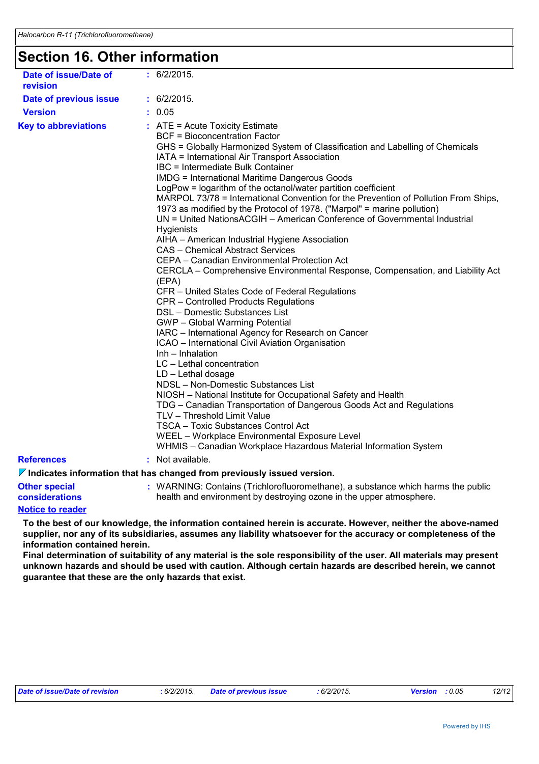# Section 16. Other information

**Date of issue/Date of revision** : 6/2/2015.

**Date of previous issue** : 6/2/2015.

**Version** : 0.05

**Key to abbreviations** :
ATE = Acute Toxicity Estimate
BCF = Bioconcentration Factor
GHS = Globally Harmonized System of Classification and Labelling of Chemicals
IATA = International Air Transport Association
IBC = Intermediate Bulk Container
IMDG = International Maritime Dangerous Goods
LogPow = logarithm of the octanol/water partition coefficient
MARPOL 73/78 = International Convention for the Prevention of Pollution From Ships, 1973 as modified by the Protocol of 1978. ("Marpol" = marine pollution)
UN = United NationsACGIH – American Conference of Governmental Industrial Hygienists
AIHA – American Industrial Hygiene Association
CAS – Chemical Abstract Services
CEPA – Canadian Environmental Protection Act
CERCLA – Comprehensive Environmental Response, Compensation, and Liability Act (EPA)
CFR – United States Code of Federal Regulations
CPR – Controlled Products Regulations
DSL – Domestic Substances List
GWP – Global Warming Potential
IARC – International Agency for Research on Cancer
ICAO – International Civil Aviation Organisation
Inh – Inhalation
LC – Lethal concentration
LD – Lethal dosage
NDSL – Non-Domestic Substances List
NIOSH – National Institute for Occupational Safety and Health
TDG – Canadian Transportation of Dangerous Goods Act and Regulations
TLV – Threshold Limit Value
TSCA – Toxic Substances Control Act
WEEL – Workplace Environmental Exposure Level
WHMIS – Canadian Workplace Hazardous Material Information System

**References** : Not available.

**Indicates information that has changed from previously issued version.**

**Other special considerations** : WARNING: Contains (Trichlorofluoromethane), a substance which harms the public health and environment by destroying ozone in the upper atmosphere.

**Notice to reader**

**To the best of our knowledge, the information contained herein is accurate. However, neither the above-named supplier, nor any of its subsidiaries, assumes any liability whatsoever for the accuracy or completeness of the information contained herein.**

**Final determination of suitability of any material is the sole responsibility of the user. All materials may present unknown hazards and should be used with caution. Although certain hazards are described herein, we cannot guarantee that these are the only hazards that exist.**